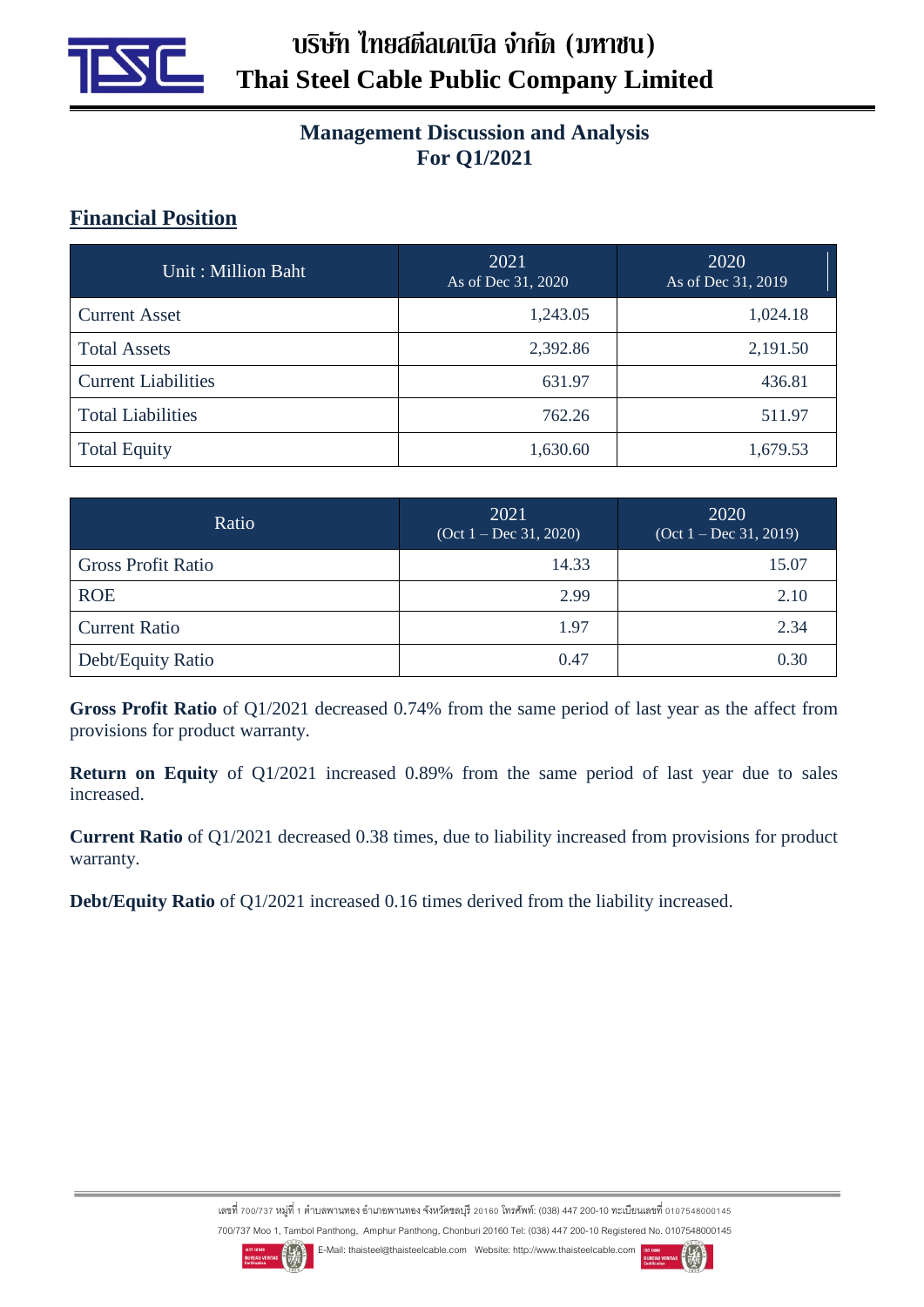# บริษัท ไทยสตีลเคเบิล จำกัด (มหาชน)
# Thai Steel Cable Public Company Limited

## Management Discussion and Analysis
## For Q1/2021

## Financial Position

| Unit : Million Baht | 2021 As of Dec 31, 2020 | 2020 As of Dec 31, 2019 |
|---|---|---|
| Current Asset | 1,243.05 | 1,024.18 |
| Total Assets | 2,392.86 | 2,191.50 |
| Current Liabilities | 631.97 | 436.81 |
| Total Liabilities | 762.26 | 511.97 |
| Total Equity | 1,630.60 | 1,679.53 |

| Ratio | 2021 (Oct 1 – Dec 31, 2020) | 2020 (Oct 1 – Dec 31, 2019) |
|---|---|---|
| Gross Profit Ratio | 14.33 | 15.07 |
| ROE | 2.99 | 2.10 |
| Current Ratio | 1.97 | 2.34 |
| Debt/Equity Ratio | 0.47 | 0.30 |

**Gross Profit Ratio** of Q1/2021 decreased 0.74% from the same period of last year as the affect from provisions for product warranty.

**Return on Equity** of Q1/2021 increased 0.89% from the same period of last year due to sales increased.

**Current Ratio** of Q1/2021 decreased 0.38 times, due to liability increased from provisions for product warranty.

**Debt/Equity Ratio** of Q1/2021 increased 0.16 times derived from the liability increased.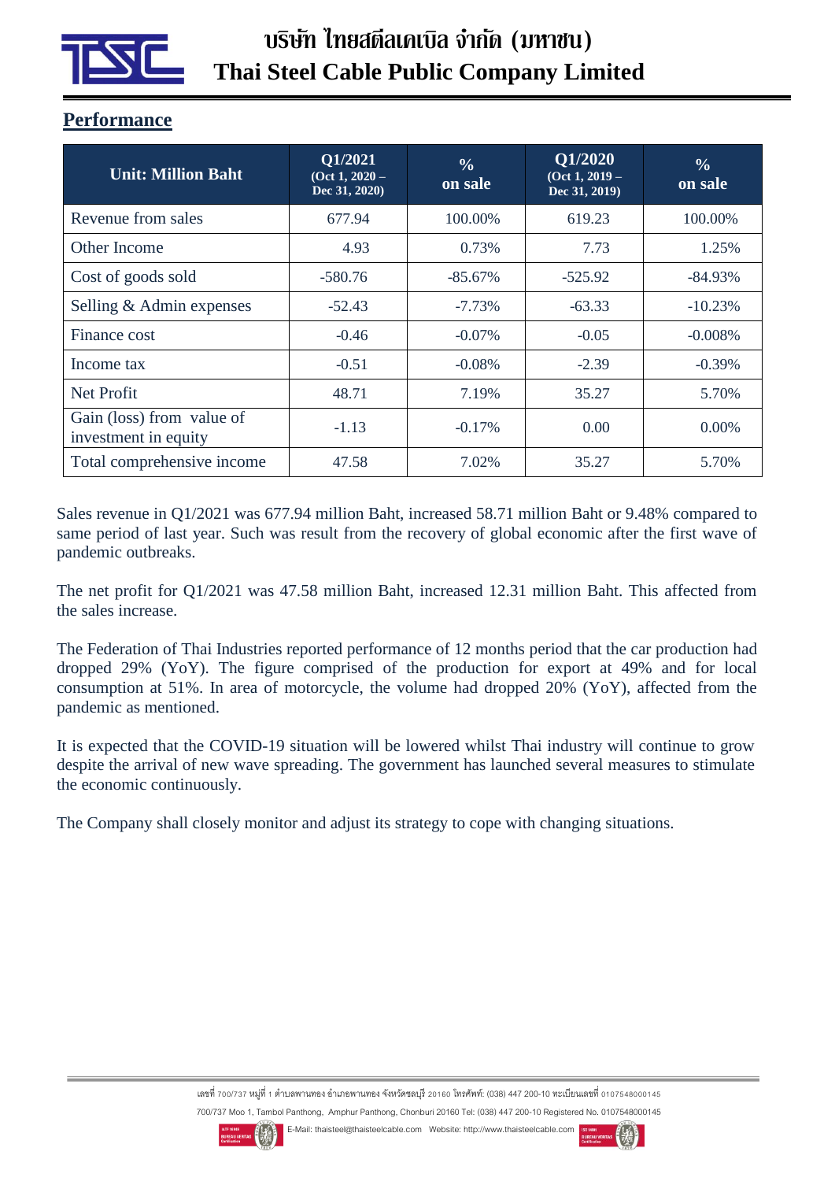# บริษัท ไทยสตีลเคเบิล จำกัด (มหาชน)
# Thai Steel Cable Public Company Limited

## Performance

| Unit: Million Baht | Q1/2021 (Oct 1, 2020 – Dec 31, 2020) | % on sale | Q1/2020 (Oct 1, 2019 – Dec 31, 2019) | % on sale |
|---|---|---|---|---|
| Revenue from sales | 677.94 | 100.00% | 619.23 | 100.00% |
| Other Income | 4.93 | 0.73% | 7.73 | 1.25% |
| Cost of goods sold | -580.76 | -85.67% | -525.92 | -84.93% |
| Selling & Admin expenses | -52.43 | -7.73% | -63.33 | -10.23% |
| Finance cost | -0.46 | -0.07% | -0.05 | -0.008% |
| Income tax | -0.51 | -0.08% | -2.39 | -0.39% |
| Net Profit | 48.71 | 7.19% | 35.27 | 5.70% |
| Gain (loss) from value of investment in equity | -1.13 | -0.17% | 0.00 | 0.00% |
| Total comprehensive income | 47.58 | 7.02% | 35.27 | 5.70% |

Sales revenue in Q1/2021 was 677.94 million Baht, increased 58.71 million Baht or 9.48% compared to same period of last year. Such was result from the recovery of global economic after the first wave of pandemic outbreaks.

The net profit for Q1/2021 was 47.58 million Baht, increased 12.31 million Baht. This affected from the sales increase.

The Federation of Thai Industries reported performance of 12 months period that the car production had dropped 29% (YoY). The figure comprised of the production for export at 49% and for local consumption at 51%. In area of motorcycle, the volume had dropped 20% (YoY), affected from the pandemic as mentioned.

It is expected that the COVID-19 situation will be lowered whilst Thai industry will continue to grow despite the arrival of new wave spreading. The government has launched several measures to stimulate the economic continuously.

The Company shall closely monitor and adjust its strategy to cope with changing situations.

เลขที่ 700/737 หมู่ที่ 1 ตำบลพานทอง อำเภอพานทอง จังหวัดชลบุรี 20160 โทรศัพท์: (038) 447 200-10 ทะเบียนเลขที่ 0107548000145

700/737 Moo 1, Tambol Panthong, Amphur Panthong, Chonburi 20160 Tel: (038) 447 200-10 Registered No. 0107548000145

E-Mail: thaisteel@thaisteelcable.com Website: http://www.thaisteelcable.com